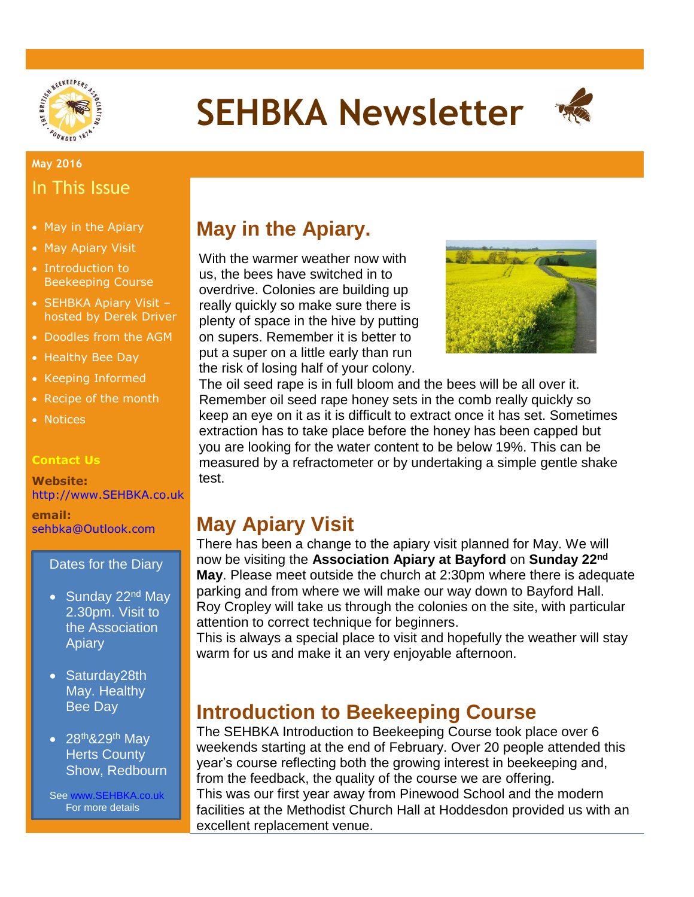# SEHBKA Newsletter

**May 2016**

## In This Issue

- May in the Apiary
- May Apiary Visit
- Introduction to Beekeeping Course
- SEHBKA Apiary Visit – hosted by Derek Driver
- Doodles from the AGM
- Healthy Bee Day
- Keeping Informed
- Recipe of the month
- Notices

**Contact Us**

**Website:** http://www.SEHBKA.co.uk

**email:** sehbka@Outlook.com

**Dates for the Diary**

- Sunday 22nd May 2.30pm. Visit to the Association Apiary
- Saturday28th May. Healthy Bee Day
- 28th&29th May Herts County Show, Redbourn

See www.SEHBKA.co.uk For more details

## May in the Apiary.

With the warmer weather now with us, the bees have switched in to overdrive. Colonies are building up really quickly so make sure there is plenty of space in the hive by putting on supers. Remember it is better to put a super on a little early than run the risk of losing half of your colony. The oil seed rape is in full bloom and the bees will be all over it. Remember oil seed rape honey sets in the comb really quickly so keep an eye on it as it is difficult to extract once it has set. Sometimes extraction has to take place before the honey has been capped but you are looking for the water content to be below 19%. This can be measured by a refractometer or by undertaking a simple gentle shake test.

## May Apiary Visit

There has been a change to the apiary visit planned for May. We will now be visiting the **Association Apiary at Bayford** on **Sunday 22nd May**. Please meet outside the church at 2:30pm where there is adequate parking and from where we will make our way down to Bayford Hall. Roy Cropley will take us through the colonies on the site, with particular attention to correct technique for beginners.

This is always a special place to visit and hopefully the weather will stay warm for us and make it an very enjoyable afternoon.

## Introduction to Beekeeping Course

The SEHBKA Introduction to Beekeeping Course took place over 6 weekends starting at the end of February. Over 20 people attended this year's course reflecting both the growing interest in beekeeping and, from the feedback, the quality of the course we are offering.

This was our first year away from Pinewood School and the modern facilities at the Methodist Church Hall at Hoddesdon provided us with an excellent replacement venue.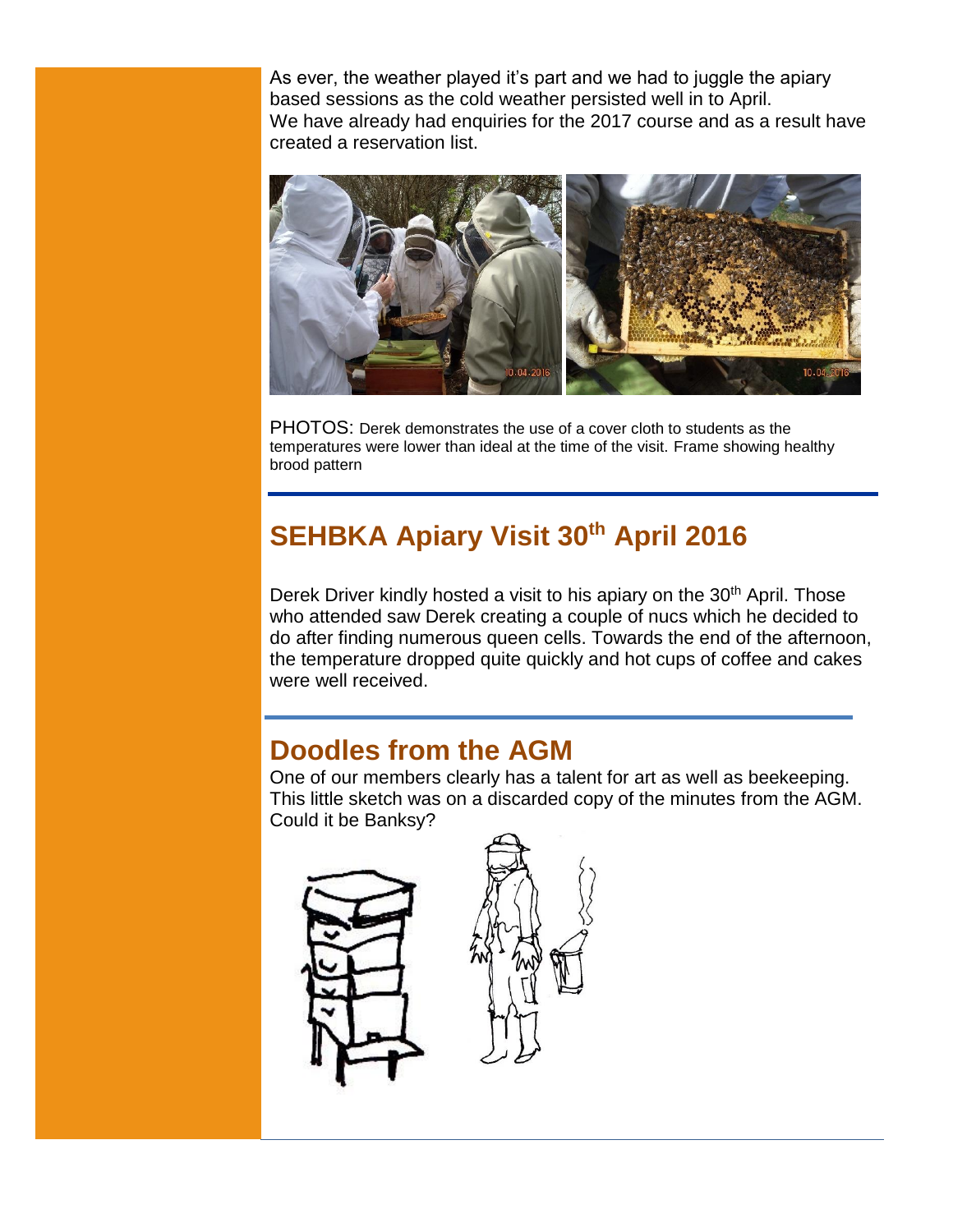As ever, the weather played it's part and we had to juggle the apiary based sessions as the cold weather persisted well in to April.
We have already had enquiries for the 2017 course and as a result have created a reservation list.

PHOTOS: Derek demonstrates the use of a cover cloth to students as the temperatures were lower than ideal at the time of the visit. Frame showing healthy brood pattern

## SEHBKA Apiary Visit 30th April 2016

Derek Driver kindly hosted a visit to his apiary on the 30th April. Those who attended saw Derek creating a couple of nucs which he decided to do after finding numerous queen cells. Towards the end of the afternoon, the temperature dropped quite quickly and hot cups of coffee and cakes were well received.

## Doodles from the AGM

One of our members clearly has a talent for art as well as beekeeping. This little sketch was on a discarded copy of the minutes from the AGM. Could it be Banksy?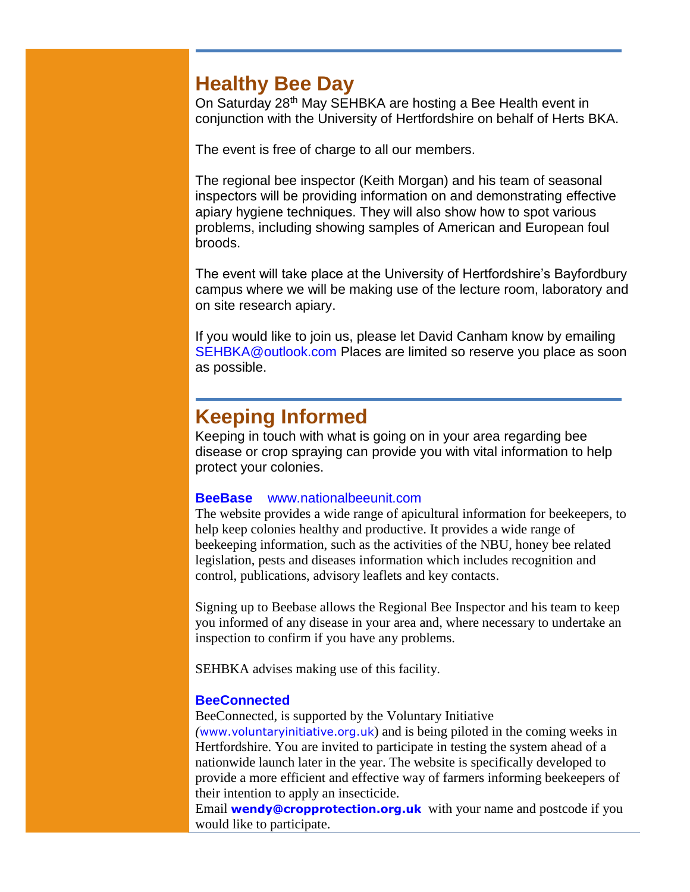## Healthy Bee Day

On Saturday 28th May SEHBKA are hosting a Bee Health event in conjunction with the University of Hertfordshire on behalf of Herts BKA.

The event is free of charge to all our members.

The regional bee inspector (Keith Morgan) and his team of seasonal inspectors will be providing information on and demonstrating effective apiary hygiene techniques. They will also show how to spot various problems, including showing samples of American and European foul broods.

The event will take place at the University of Hertfordshire's Bayfordbury campus where we will be making use of the lecture room, laboratory and on site research apiary.

If you would like to join us, please let David Canham know by emailing SEHBKA@outlook.com Places are limited so reserve you place as soon as possible.

## Keeping Informed

Keeping in touch with what is going on in your area regarding bee disease or crop spraying can provide you with vital information to help protect your colonies.

**BeeBase** www.nationalbeeunit.com

The website provides a wide range of apicultural information for beekeepers, to help keep colonies healthy and productive. It provides a wide range of beekeeping information, such as the activities of the NBU, honey bee related legislation, pests and diseases information which includes recognition and control, publications, advisory leaflets and key contacts.

Signing up to Beebase allows the Regional Bee Inspector and his team to keep you informed of any disease in your area and, where necessary to undertake an inspection to confirm if you have any problems.

SEHBKA advises making use of this facility.

**BeeConnected**

BeeConnected, is supported by the Voluntary Initiative (www.voluntaryinitiative.org.uk) and is being piloted in the coming weeks in Hertfordshire. You are invited to participate in testing the system ahead of a nationwide launch later in the year. The website is specifically developed to provide a more efficient and effective way of farmers informing beekeepers of their intention to apply an insecticide.

Email **wendy@cropprotection.org.uk** with your name and postcode if you would like to participate.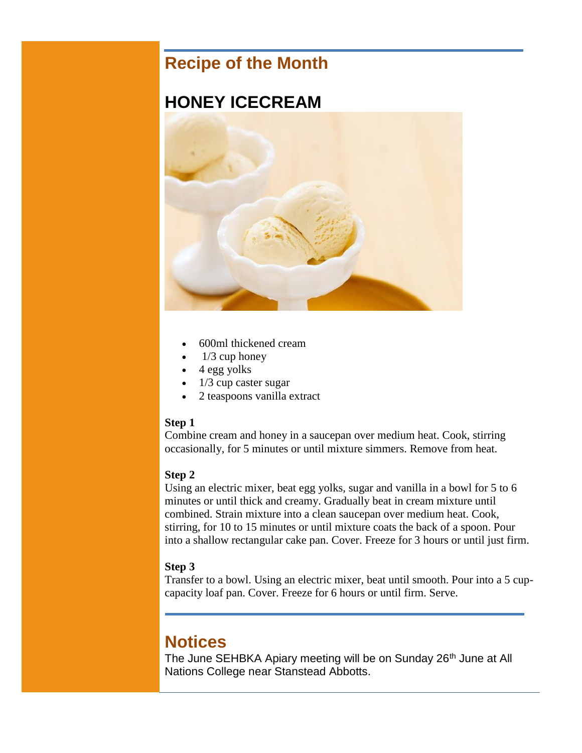## Recipe of the Month

# HONEY ICECREAM

- 600ml thickened cream
- 1/3 cup honey
- 4 egg yolks
- 1/3 cup caster sugar
- 2 teaspoons vanilla extract

**Step 1**
Combine cream and honey in a saucepan over medium heat. Cook, stirring occasionally, for 5 minutes or until mixture simmers. Remove from heat.

**Step 2**
Using an electric mixer, beat egg yolks, sugar and vanilla in a bowl for 5 to 6 minutes or until thick and creamy. Gradually beat in cream mixture until combined. Strain mixture into a clean saucepan over medium heat. Cook, stirring, for 10 to 15 minutes or until mixture coats the back of a spoon. Pour into a shallow rectangular cake pan. Cover. Freeze for 3 hours or until just firm.

**Step 3**
Transfer to a bowl. Using an electric mixer, beat until smooth. Pour into a 5 cup-capacity loaf pan. Cover. Freeze for 6 hours or until firm. Serve.

## Notices

The June SEHBKA Apiary meeting will be on Sunday 26th June at All Nations College near Stanstead Abbotts.